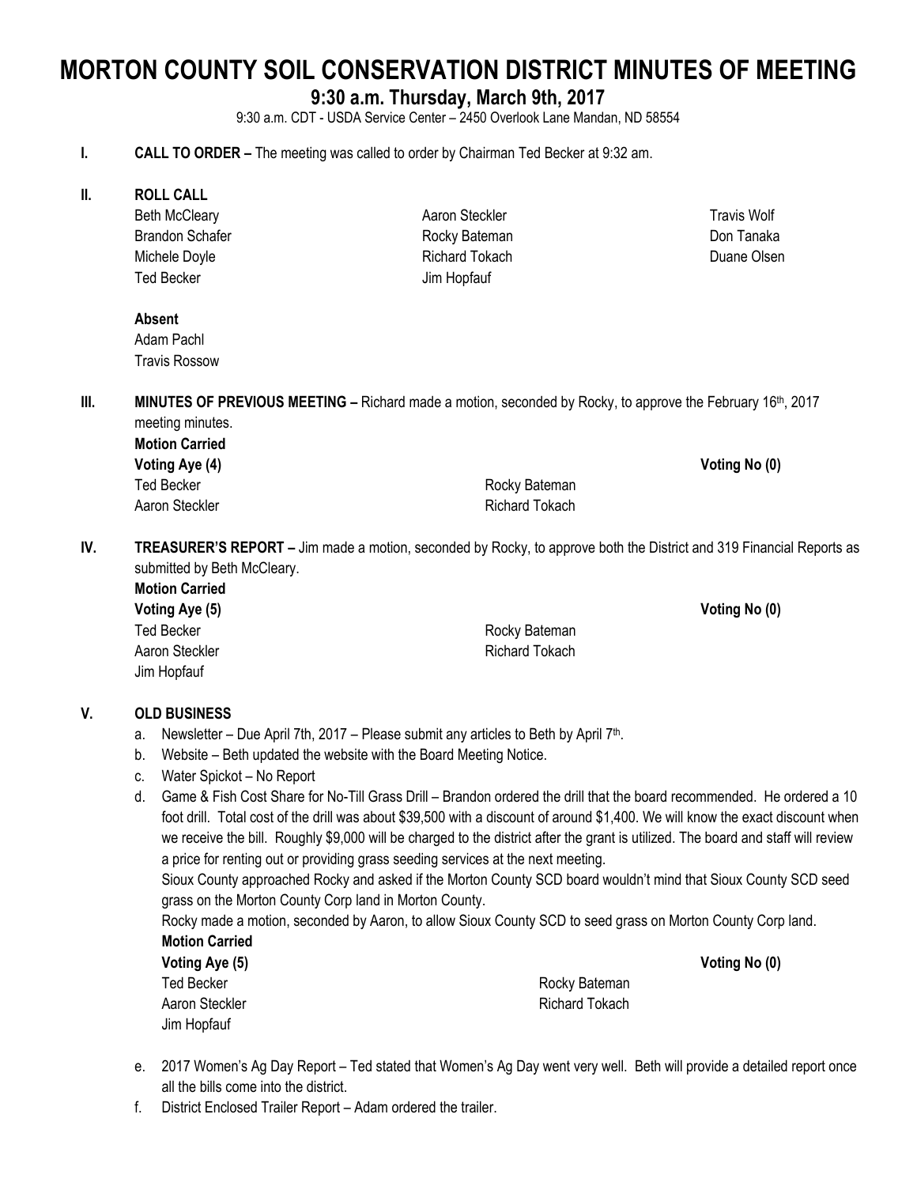# MORTON COUNTY SOIL CONSERVATION DISTRICT MINUTES OF MEETING

## 9:30 a.m. Thursday, March 9th, 2017

9:30 a.m. CDT - USDA Service Center – 2450 Overlook Lane Mandan, ND 58554

**I. CALL TO ORDER –** The meeting was called to order by Chairman Ted Becker at 9:32 am.

**II. ROLL CALL**

Beth McCleary
Brandon Schafer
Michele Doyle
Ted Becker
Aaron Steckler
Rocky Bateman
Richard Tokach
Jim Hopfauf
Travis Wolf
Don Tanaka
Duane Olsen

**Absent**

Adam Pachl
Travis Rossow

**III. MINUTES OF PREVIOUS MEETING –** Richard made a motion, seconded by Rocky, to approve the February 16th, 2017 meeting minutes.

**Motion Carried**

**Voting Aye (4)**
Ted Becker
Aaron Steckler
Rocky Bateman
Richard Tokach

**Voting No (0)**

**IV. TREASURER'S REPORT –** Jim made a motion, seconded by Rocky, to approve both the District and 319 Financial Reports as submitted by Beth McCleary.

**Motion Carried**

**Voting Aye (5)**
Ted Becker
Aaron Steckler
Jim Hopfauf
Rocky Bateman
Richard Tokach

**Voting No (0)**

**V. OLD BUSINESS**

a. Newsletter – Due April 7th, 2017 – Please submit any articles to Beth by April 7th.
b. Website – Beth updated the website with the Board Meeting Notice.
c. Water Spickot – No Report
d. Game & Fish Cost Share for No-Till Grass Drill – Brandon ordered the drill that the board recommended. He ordered a 10 foot drill. Total cost of the drill was about $39,500 with a discount of around $1,400. We will know the exact discount when we receive the bill. Roughly $9,000 will be charged to the district after the grant is utilized. The board and staff will review a price for renting out or providing grass seeding services at the next meeting.

   Sioux County approached Rocky and asked if the Morton County SCD board wouldn't mind that Sioux County SCD seed grass on the Morton County Corp land in Morton County.

   Rocky made a motion, seconded by Aaron, to allow Sioux County SCD to seed grass on Morton County Corp land.

   **Motion Carried**

   **Voting Aye (5)**
   Ted Becker
   Aaron Steckler
   Jim Hopfauf
   Rocky Bateman
   Richard Tokach

   **Voting No (0)**

e. 2017 Women's Ag Day Report – Ted stated that Women's Ag Day went very well. Beth will provide a detailed report once all the bills come into the district.
f. District Enclosed Trailer Report – Adam ordered the trailer.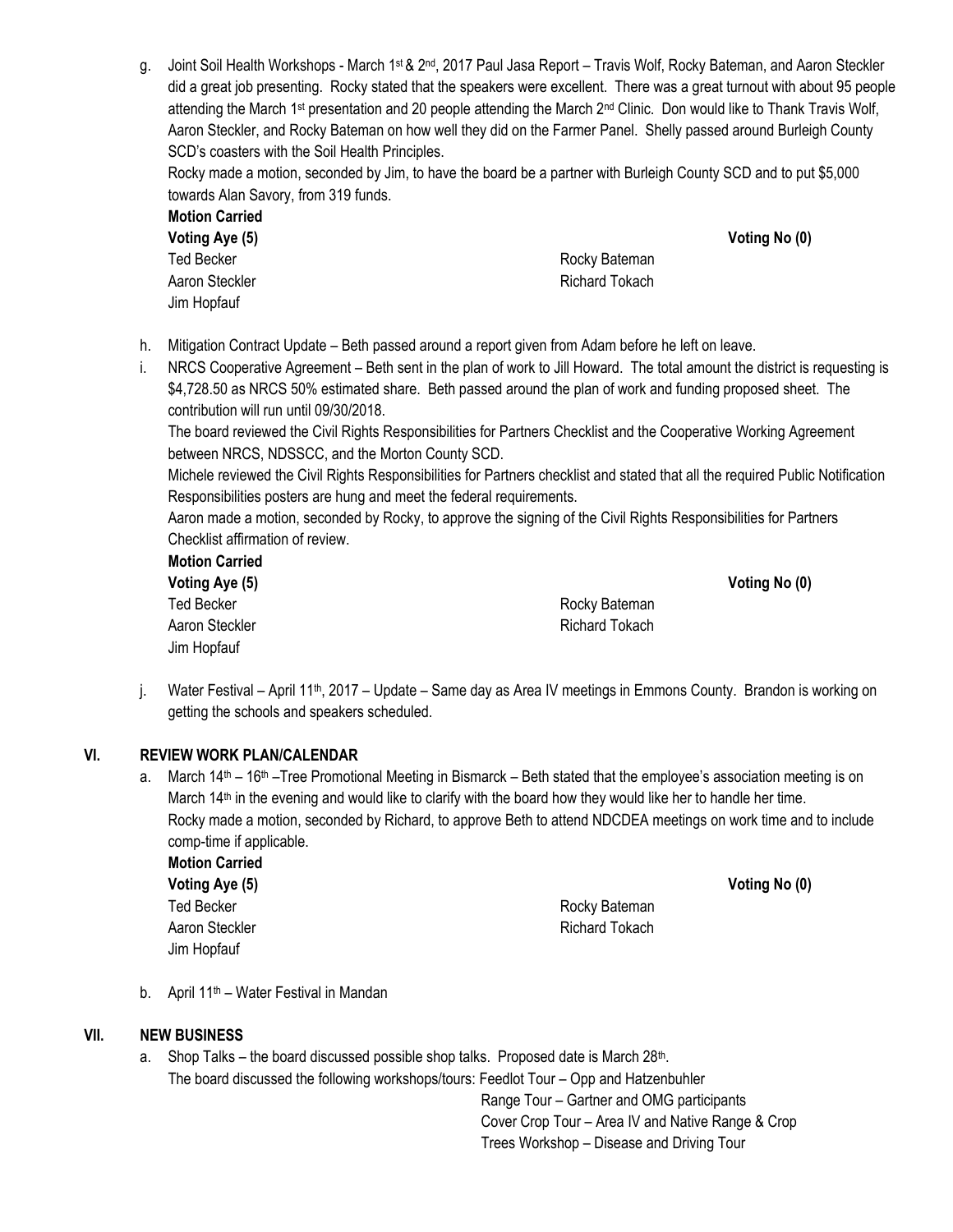g. Joint Soil Health Workshops - March 1st & 2nd, 2017 Paul Jasa Report – Travis Wolf, Rocky Bateman, and Aaron Steckler did a great job presenting. Rocky stated that the speakers were excellent. There was a great turnout with about 95 people attending the March 1st presentation and 20 people attending the March 2nd Clinic. Don would like to Thank Travis Wolf, Aaron Steckler, and Rocky Bateman on how well they did on the Farmer Panel. Shelly passed around Burleigh County SCD's coasters with the Soil Health Principles.

   Rocky made a motion, seconded by Jim, to have the board be a partner with Burleigh County SCD and to put $5,000 towards Alan Savory, from 319 funds.

   **Motion Carried**

   **Voting Aye (5)** | **Voting No (0)**

   Ted Becker
   Aaron Steckler
   Jim Hopfauf
   Rocky Bateman
   Richard Tokach

h. Mitigation Contract Update – Beth passed around a report given from Adam before he left on leave.

i. NRCS Cooperative Agreement – Beth sent in the plan of work to Jill Howard. The total amount the district is requesting is $4,728.50 as NRCS 50% estimated share. Beth passed around the plan of work and funding proposed sheet. The contribution will run until 09/30/2018.

   The board reviewed the Civil Rights Responsibilities for Partners Checklist and the Cooperative Working Agreement between NRCS, NDSSCC, and the Morton County SCD.

   Michele reviewed the Civil Rights Responsibilities for Partners checklist and stated that all the required Public Notification Responsibilities posters are hung and meet the federal requirements.

   Aaron made a motion, seconded by Rocky, to approve the signing of the Civil Rights Responsibilities for Partners Checklist affirmation of review.

   **Motion Carried**

   **Voting Aye (5)** | **Voting No (0)**

   Ted Becker
   Aaron Steckler
   Jim Hopfauf
   Rocky Bateman
   Richard Tokach

j. Water Festival – April 11th, 2017 – Update – Same day as Area IV meetings in Emmons County. Brandon is working on getting the schools and speakers scheduled.

## VI. REVIEW WORK PLAN/CALENDAR

a. March 14th – 16th –Tree Promotional Meeting in Bismarck – Beth stated that the employee's association meeting is on March 14th in the evening and would like to clarify with the board how they would like her to handle her time.

   Rocky made a motion, seconded by Richard, to approve Beth to attend NDCDEA meetings on work time and to include comp-time if applicable.

   **Motion Carried**

   **Voting Aye (5)** | **Voting No (0)**

   Ted Becker
   Aaron Steckler
   Jim Hopfauf
   Rocky Bateman
   Richard Tokach

b. April 11th – Water Festival in Mandan

## VII. NEW BUSINESS

a. Shop Talks – the board discussed possible shop talks. Proposed date is March 28th.

   The board discussed the following workshops/tours: Feedlot Tour – Opp and Hatzenbuhler
   Range Tour – Gartner and OMG participants
   Cover Crop Tour – Area IV and Native Range & Crop
   Trees Workshop – Disease and Driving Tour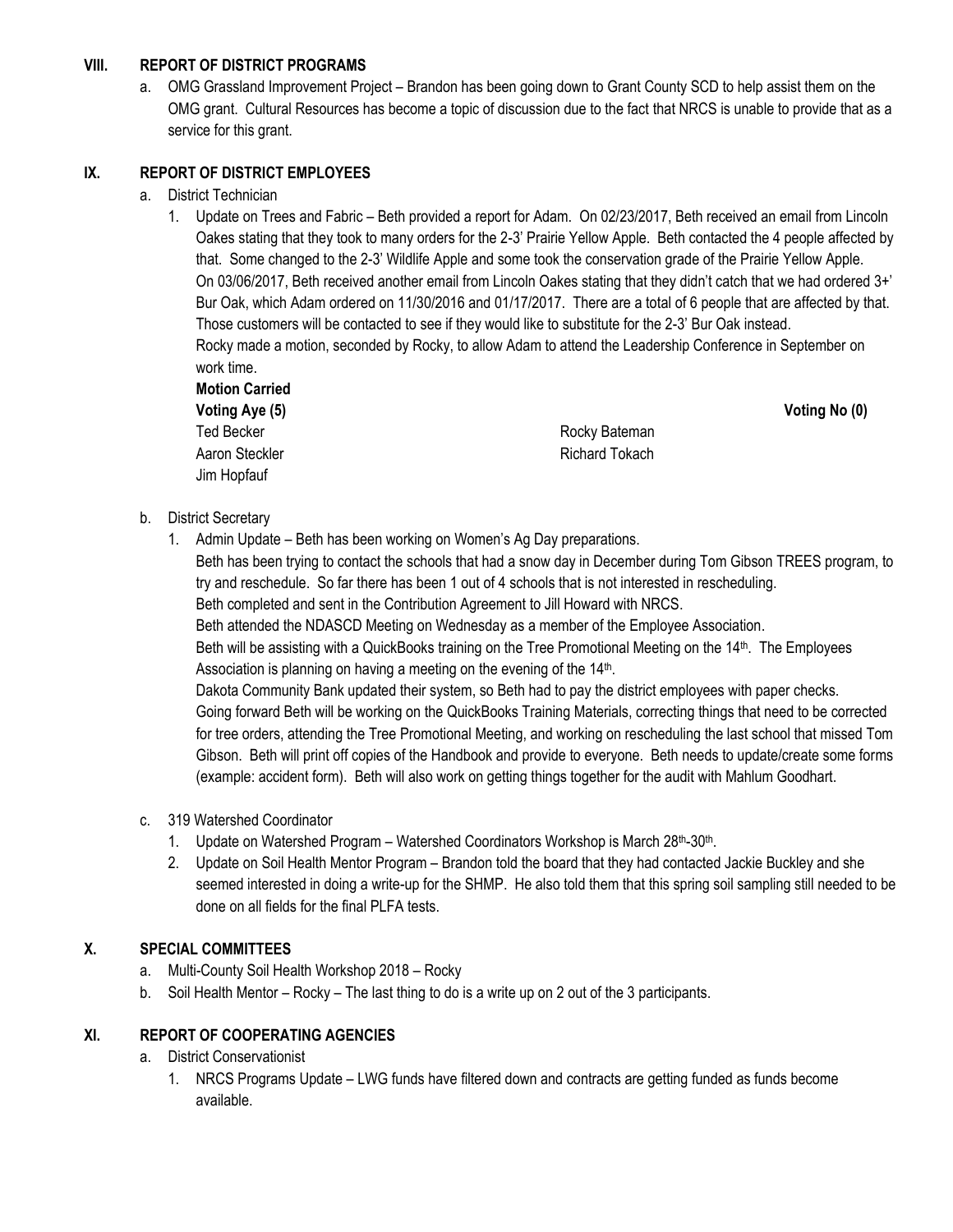## VIII. REPORT OF DISTRICT PROGRAMS

a. OMG Grassland Improvement Project – Brandon has been going down to Grant County SCD to help assist them on the OMG grant. Cultural Resources has become a topic of discussion due to the fact that NRCS is unable to provide that as a service for this grant.

## IX. REPORT OF DISTRICT EMPLOYEES

a. District Technician

1. Update on Trees and Fabric – Beth provided a report for Adam. On 02/23/2017, Beth received an email from Lincoln Oakes stating that they took to many orders for the 2-3' Prairie Yellow Apple. Beth contacted the 4 people affected by that. Some changed to the 2-3' Wildlife Apple and some took the conservation grade of the Prairie Yellow Apple. On 03/06/2017, Beth received another email from Lincoln Oakes stating that they didn't catch that we had ordered 3+' Bur Oak, which Adam ordered on 11/30/2016 and 01/17/2017. There are a total of 6 people that are affected by that. Those customers will be contacted to see if they would like to substitute for the 2-3' Bur Oak instead.
   Rocky made a motion, seconded by Rocky, to allow Adam to attend the Leadership Conference in September on work time.

   **Motion Carried**

   **Voting Aye (5)** | **Voting No (0)**
   Ted Becker
   Aaron Steckler
   Jim Hopfauf
   Rocky Bateman
   Richard Tokach

b. District Secretary

1. Admin Update – Beth has been working on Women's Ag Day preparations.
   Beth has been trying to contact the schools that had a snow day in December during Tom Gibson TREES program, to try and reschedule. So far there has been 1 out of 4 schools that is not interested in rescheduling.
   Beth completed and sent in the Contribution Agreement to Jill Howard with NRCS.
   Beth attended the NDASCD Meeting on Wednesday as a member of the Employee Association.
   Beth will be assisting with a QuickBooks training on the Tree Promotional Meeting on the 14th. The Employees Association is planning on having a meeting on the evening of the 14th.
   Dakota Community Bank updated their system, so Beth had to pay the district employees with paper checks.
   Going forward Beth will be working on the QuickBooks Training Materials, correcting things that need to be corrected for tree orders, attending the Tree Promotional Meeting, and working on rescheduling the last school that missed Tom Gibson. Beth will print off copies of the Handbook and provide to everyone. Beth needs to update/create some forms (example: accident form). Beth will also work on getting things together for the audit with Mahlum Goodhart.

c. 319 Watershed Coordinator

1. Update on Watershed Program – Watershed Coordinators Workshop is March 28th-30th.
2. Update on Soil Health Mentor Program – Brandon told the board that they had contacted Jackie Buckley and she seemed interested in doing a write-up for the SHMP. He also told them that this spring soil sampling still needed to be done on all fields for the final PLFA tests.

## X. SPECIAL COMMITTEES

a. Multi-County Soil Health Workshop 2018 – Rocky
b. Soil Health Mentor – Rocky – The last thing to do is a write up on 2 out of the 3 participants.

## XI. REPORT OF COOPERATING AGENCIES

a. District Conservationist

1. NRCS Programs Update – LWG funds have filtered down and contracts are getting funded as funds become available.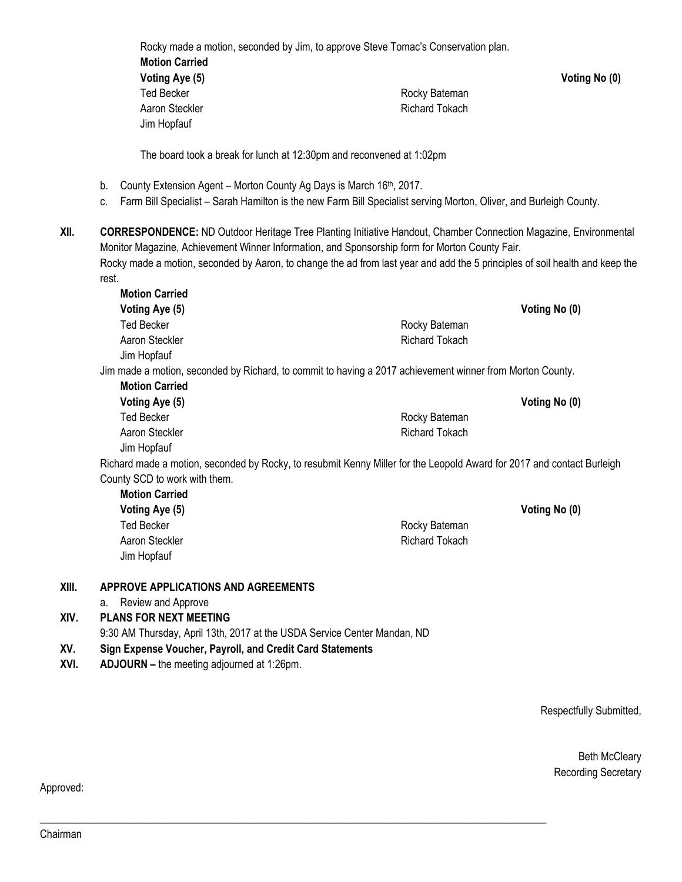Rocky made a motion, seconded by Jim, to approve Steve Tomac's Conservation plan.

**Motion Carried**

| **Voting Aye (5)** | | **Voting No (0)** |
|---|---|---|
| Ted Becker | Rocky Bateman | |
| Aaron Steckler | Richard Tokach | |
| Jim Hopfauf | | |

The board took a break for lunch at 12:30pm and reconvened at 1:02pm

b. County Extension Agent – Morton County Ag Days is March 16th, 2017.

c. Farm Bill Specialist – Sarah Hamilton is the new Farm Bill Specialist serving Morton, Oliver, and Burleigh County.

**XII. CORRESPONDENCE:** ND Outdoor Heritage Tree Planting Initiative Handout, Chamber Connection Magazine, Environmental Monitor Magazine, Achievement Winner Information, and Sponsorship form for Morton County Fair.

Rocky made a motion, seconded by Aaron, to change the ad from last year and add the 5 principles of soil health and keep the rest.

**Motion Carried**

| **Voting Aye (5)** | | **Voting No (0)** |
|---|---|---|
| Ted Becker | Rocky Bateman | |
| Aaron Steckler | Richard Tokach | |
| Jim Hopfauf | | |

Jim made a motion, seconded by Richard, to commit to having a 2017 achievement winner from Morton County.

**Motion Carried**

| **Voting Aye (5)** | | **Voting No (0)** |
|---|---|---|
| Ted Becker | Rocky Bateman | |
| Aaron Steckler | Richard Tokach | |
| Jim Hopfauf | | |

Richard made a motion, seconded by Rocky, to resubmit Kenny Miller for the Leopold Award for 2017 and contact Burleigh County SCD to work with them.

**Motion Carried**

| **Voting Aye (5)** | | **Voting No (0)** |
|---|---|---|
| Ted Becker | Rocky Bateman | |
| Aaron Steckler | Richard Tokach | |
| Jim Hopfauf | | |

**XIII. APPROVE APPLICATIONS AND AGREEMENTS**

a. Review and Approve

**XIV. PLANS FOR NEXT MEETING**

9:30 AM Thursday, April 13th, 2017 at the USDA Service Center Mandan, ND

**XV. Sign Expense Voucher, Payroll, and Credit Card Statements**

**XVI. ADJOURN –** the meeting adjourned at 1:26pm.

Respectfully Submitted,

Beth McCleary
Recording Secretary

Approved:

\_\_\_\_\_\_\_\_\_\_\_\_\_\_\_\_\_\_\_\_\_\_\_\_\_\_\_\_\_\_\_\_\_\_\_\_\_\_\_\_

Chairman